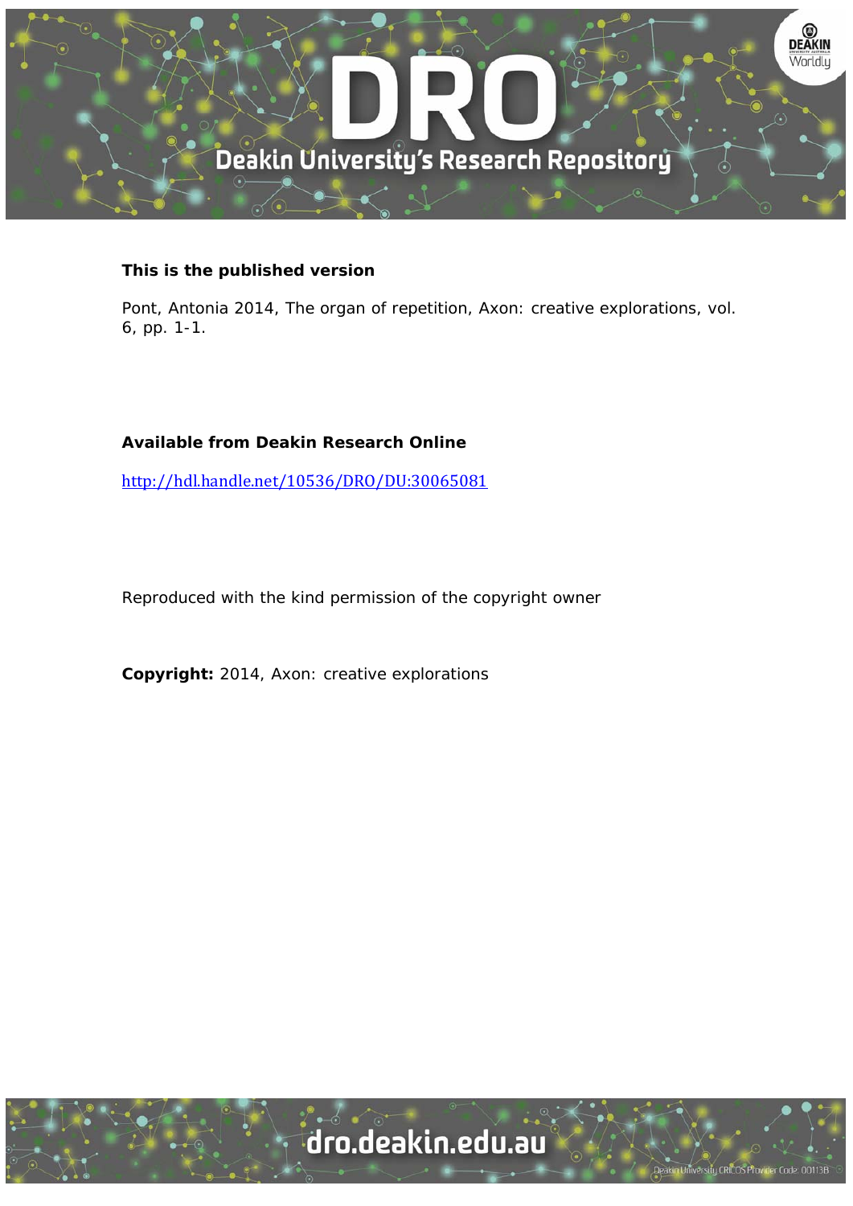**This is the published version**

Pont, Antonia 2014, The organ of repetition, Axon: creative explorations, vol. 6, pp. 1-1.

**Available from Deakin Research Online**

http://hdl.handle.net/10536/DRO/DU:30065081

Reproduced with the kind permission of the copyright owner

**Copyright:** 2014, Axon: creative explorations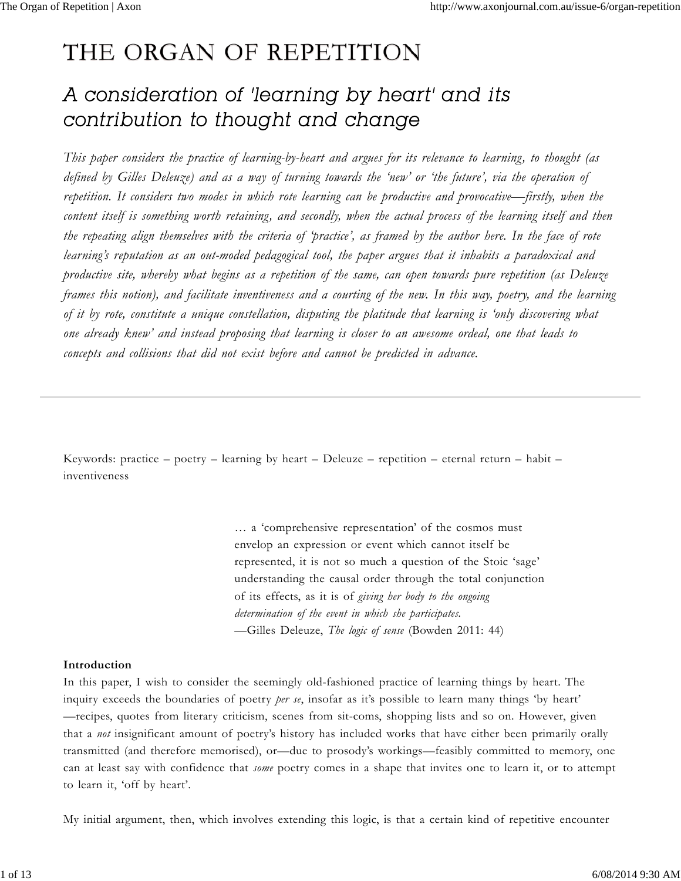# THE ORGAN OF REPETITION

## A consideration of 'learning by heart' and its contribution to thought and change

*This paper considers the practice of learning-by-heart and argues for its relevance to learning, to thought (as defined by Gilles Deleuze) and as a way of turning towards the 'new' or 'the future', via the operation of repetition. It considers two modes in which rote learning can be productive and provocative—firstly, when the content itself is something worth retaining, and secondly, when the actual process of the learning itself and then the repeating align themselves with the criteria of 'practice', as framed by the author here. In the face of rote learning's reputation as an out-moded pedagogical tool, the paper argues that it inhabits a paradoxical and productive site, whereby what begins as a repetition of the same, can open towards pure repetition (as Deleuze frames this notion), and facilitate inventiveness and a courting of the new. In this way, poetry, and the learning of it by rote, constitute a unique constellation, disputing the platitude that learning is 'only discovering what one already knew' and instead proposing that learning is closer to an awesome ordeal, one that leads to concepts and collisions that did not exist before and cannot be predicted in advance.*

---

Keywords: practice – poetry – learning by heart – Deleuze – repetition – eternal return – habit – inventiveness

> … a 'comprehensive representation' of the cosmos must envelop an expression or event which cannot itself be represented, it is not so much a question of the Stoic 'sage' understanding the causal order through the total conjunction of its effects, as it is of *giving her body to the ongoing determination of the event in which she participates.*
> —Gilles Deleuze, *The logic of sense* (Bowden 2011: 44)

**Introduction**

In this paper, I wish to consider the seemingly old-fashioned practice of learning things by heart. The inquiry exceeds the boundaries of poetry *per se*, insofar as it's possible to learn many things 'by heart' —recipes, quotes from literary criticism, scenes from sit-coms, shopping lists and so on. However, given that a *not* insignificant amount of poetry's history has included works that have either been primarily orally transmitted (and therefore memorised), or—due to prosody's workings—feasibly committed to memory, one can at least say with confidence that *some* poetry comes in a shape that invites one to learn it, or to attempt to learn it, 'off by heart'.

My initial argument, then, which involves extending this logic, is that a certain kind of repetitive encounter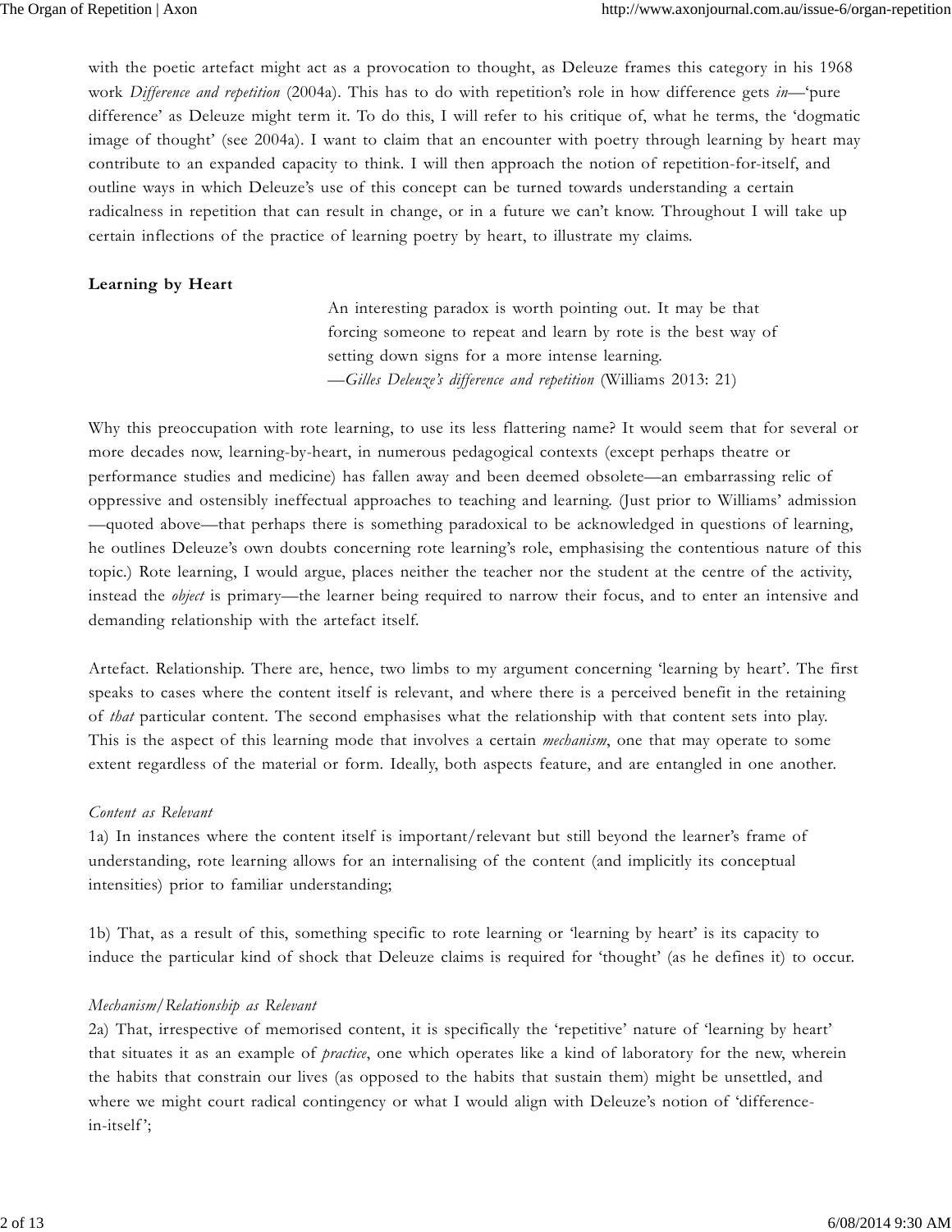with the poetic artefact might act as a provocation to thought, as Deleuze frames this category in his 1968 work *Difference and repetition* (2004a). This has to do with repetition's role in how difference gets *in*—'pure difference' as Deleuze might term it. To do this, I will refer to his critique of, what he terms, the 'dogmatic image of thought' (see 2004a). I want to claim that an encounter with poetry through learning by heart may contribute to an expanded capacity to think. I will then approach the notion of repetition-for-itself, and outline ways in which Deleuze's use of this concept can be turned towards understanding a certain radicalness in repetition that can result in change, or in a future we can't know. Throughout I will take up certain inflections of the practice of learning poetry by heart, to illustrate my claims.

**Learning by Heart**

> An interesting paradox is worth pointing out. It may be that forcing someone to repeat and learn by rote is the best way of setting down signs for a more intense learning.
> —*Gilles Deleuze's difference and repetition* (Williams 2013: 21)

Why this preoccupation with rote learning, to use its less flattering name? It would seem that for several or more decades now, learning-by-heart, in numerous pedagogical contexts (except perhaps theatre or performance studies and medicine) has fallen away and been deemed obsolete—an embarrassing relic of oppressive and ostensibly ineffectual approaches to teaching and learning. (Just prior to Williams' admission—quoted above—that perhaps there is something paradoxical to be acknowledged in questions of learning, he outlines Deleuze's own doubts concerning rote learning's role, emphasising the contentious nature of this topic.) Rote learning, I would argue, places neither the teacher nor the student at the centre of the activity, instead the *object* is primary—the learner being required to narrow their focus, and to enter an intensive and demanding relationship with the artefact itself.

Artefact. Relationship. There are, hence, two limbs to my argument concerning 'learning by heart'. The first speaks to cases where the content itself is relevant, and where there is a perceived benefit in the retaining of *that* particular content. The second emphasises what the relationship with that content sets into play. This is the aspect of this learning mode that involves a certain *mechanism*, one that may operate to some extent regardless of the material or form. Ideally, both aspects feature, and are entangled in one another.

*Content as Relevant*

1a) In instances where the content itself is important/relevant but still beyond the learner's frame of understanding, rote learning allows for an internalising of the content (and implicitly its conceptual intensities) prior to familiar understanding;

1b) That, as a result of this, something specific to rote learning or 'learning by heart' is its capacity to induce the particular kind of shock that Deleuze claims is required for 'thought' (as he defines it) to occur.

*Mechanism/Relationship as Relevant*

2a) That, irrespective of memorised content, it is specifically the 'repetitive' nature of 'learning by heart' that situates it as an example of *practice*, one which operates like a kind of laboratory for the new, wherein the habits that constrain our lives (as opposed to the habits that sustain them) might be unsettled, and where we might court radical contingency or what I would align with Deleuze's notion of 'difference-in-itself';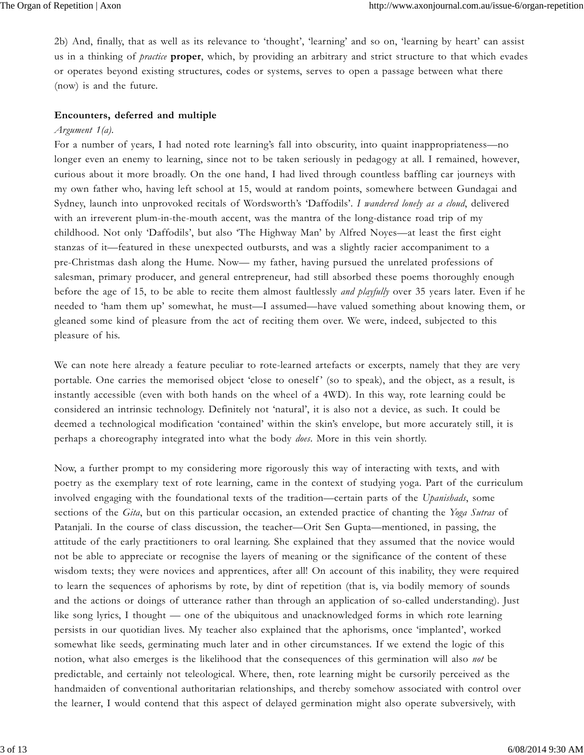2b) And, finally, that as well as its relevance to 'thought', 'learning' and so on, 'learning by heart' can assist us in a thinking of *practice* **proper**, which, by providing an arbitrary and strict structure to that which evades or operates beyond existing structures, codes or systems, serves to open a passage between what there (now) is and the future.

**Encounters, deferred and multiple**

*Argument 1(a).*

For a number of years, I had noted rote learning's fall into obscurity, into quaint inappropriateness—no longer even an enemy to learning, since not to be taken seriously in pedagogy at all. I remained, however, curious about it more broadly. On the one hand, I had lived through countless baffling car journeys with my own father who, having left school at 15, would at random points, somewhere between Gundagai and Sydney, launch into unprovoked recitals of Wordsworth's 'Daffodils'. *I wandered lonely as a cloud*, delivered with an irreverent plum-in-the-mouth accent, was the mantra of the long-distance road trip of my childhood. Not only 'Daffodils', but also 'The Highway Man' by Alfred Noyes—at least the first eight stanzas of it—featured in these unexpected outbursts, and was a slightly racier accompaniment to a pre-Christmas dash along the Hume. Now— my father, having pursued the unrelated professions of salesman, primary producer, and general entrepreneur, had still absorbed these poems thoroughly enough before the age of 15, to be able to recite them almost faultlessly *and playfully* over 35 years later. Even if he needed to 'ham them up' somewhat, he must—I assumed—have valued something about knowing them, or gleaned some kind of pleasure from the act of reciting them over. We were, indeed, subjected to this pleasure of his.

We can note here already a feature peculiar to rote-learned artefacts or excerpts, namely that they are very portable. One carries the memorised object 'close to oneself' (so to speak), and the object, as a result, is instantly accessible (even with both hands on the wheel of a 4WD). In this way, rote learning could be considered an intrinsic technology. Definitely not 'natural', it is also not a device, as such. It could be deemed a technological modification 'contained' within the skin's envelope, but more accurately still, it is perhaps a choreography integrated into what the body *does*. More in this vein shortly.

Now, a further prompt to my considering more rigorously this way of interacting with texts, and with poetry as the exemplary text of rote learning, came in the context of studying yoga. Part of the curriculum involved engaging with the foundational texts of the tradition—certain parts of the *Upanishads*, some sections of the *Gita*, but on this particular occasion, an extended practice of chanting the *Yoga Sutras* of Patanjali. In the course of class discussion, the teacher—Orit Sen Gupta—mentioned, in passing, the attitude of the early practitioners to oral learning. She explained that they assumed that the novice would not be able to appreciate or recognise the layers of meaning or the significance of the content of these wisdom texts; they were novices and apprentices, after all! On account of this inability, they were required to learn the sequences of aphorisms by rote, by dint of repetition (that is, via bodily memory of sounds and the actions or doings of utterance rather than through an application of so-called understanding). Just like song lyrics, I thought — one of the ubiquitous and unacknowledged forms in which rote learning persists in our quotidian lives. My teacher also explained that the aphorisms, once 'implanted', worked somewhat like seeds, germinating much later and in other circumstances. If we extend the logic of this notion, what also emerges is the likelihood that the consequences of this germination will also *not* be predictable, and certainly not teleological. Where, then, rote learning might be cursorily perceived as the handmaiden of conventional authoritarian relationships, and thereby somehow associated with control over the learner, I would contend that this aspect of delayed germination might also operate subversively, with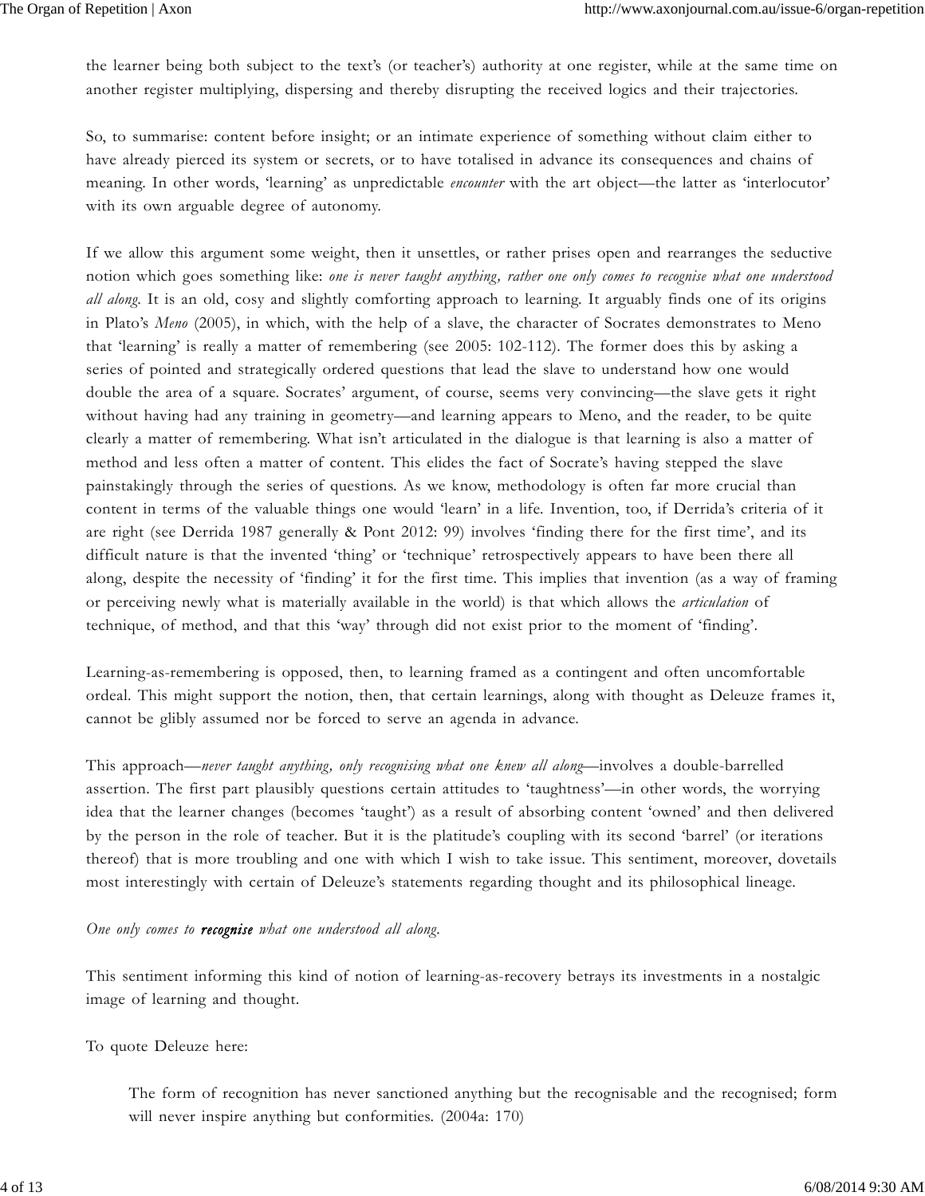the learner being both subject to the text's (or teacher's) authority at one register, while at the same time on another register multiplying, dispersing and thereby disrupting the received logics and their trajectories.

So, to summarise: content before insight; or an intimate experience of something without claim either to have already pierced its system or secrets, or to have totalised in advance its consequences and chains of meaning. In other words, 'learning' as unpredictable *encounter* with the art object—the latter as 'interlocutor' with its own arguable degree of autonomy.

If we allow this argument some weight, then it unsettles, or rather prises open and rearranges the seductive notion which goes something like: *one is never taught anything, rather one only comes to recognise what one understood all along*. It is an old, cosy and slightly comforting approach to learning. It arguably finds one of its origins in Plato's *Meno* (2005), in which, with the help of a slave, the character of Socrates demonstrates to Meno that 'learning' is really a matter of remembering (see 2005: 102-112). The former does this by asking a series of pointed and strategically ordered questions that lead the slave to understand how one would double the area of a square. Socrates' argument, of course, seems very convincing—the slave gets it right without having had any training in geometry—and learning appears to Meno, and the reader, to be quite clearly a matter of remembering. What isn't articulated in the dialogue is that learning is also a matter of method and less often a matter of content. This elides the fact of Socrate's having stepped the slave painstakingly through the series of questions. As we know, methodology is often far more crucial than content in terms of the valuable things one would 'learn' in a life. Invention, too, if Derrida's criteria of it are right (see Derrida 1987 generally & Pont 2012: 99) involves 'finding there for the first time', and its difficult nature is that the invented 'thing' or 'technique' retrospectively appears to have been there all along, despite the necessity of 'finding' it for the first time. This implies that invention (as a way of framing or perceiving newly what is materially available in the world) is that which allows the *articulation* of technique, of method, and that this 'way' through did not exist prior to the moment of 'finding'.

Learning-as-remembering is opposed, then, to learning framed as a contingent and often uncomfortable ordeal. This might support the notion, then, that certain learnings, along with thought as Deleuze frames it, cannot be glibly assumed nor be forced to serve an agenda in advance.

This approach—*never taught anything, only recognising what one knew all along*—involves a double-barrelled assertion. The first part plausibly questions certain attitudes to 'taughtness'—in other words, the worrying idea that the learner changes (becomes 'taught') as a result of absorbing content 'owned' and then delivered by the person in the role of teacher. But it is the platitude's coupling with its second 'barrel' (or iterations thereof) that is more troubling and one with which I wish to take issue. This sentiment, moreover, dovetails most interestingly with certain of Deleuze's statements regarding thought and its philosophical lineage.

*One only comes to **recognise** what one understood all along.*

This sentiment informing this kind of notion of learning-as-recovery betrays its investments in a nostalgic image of learning and thought.

To quote Deleuze here:

> The form of recognition has never sanctioned anything but the recognisable and the recognised; form will never inspire anything but conformities. (2004a: 170)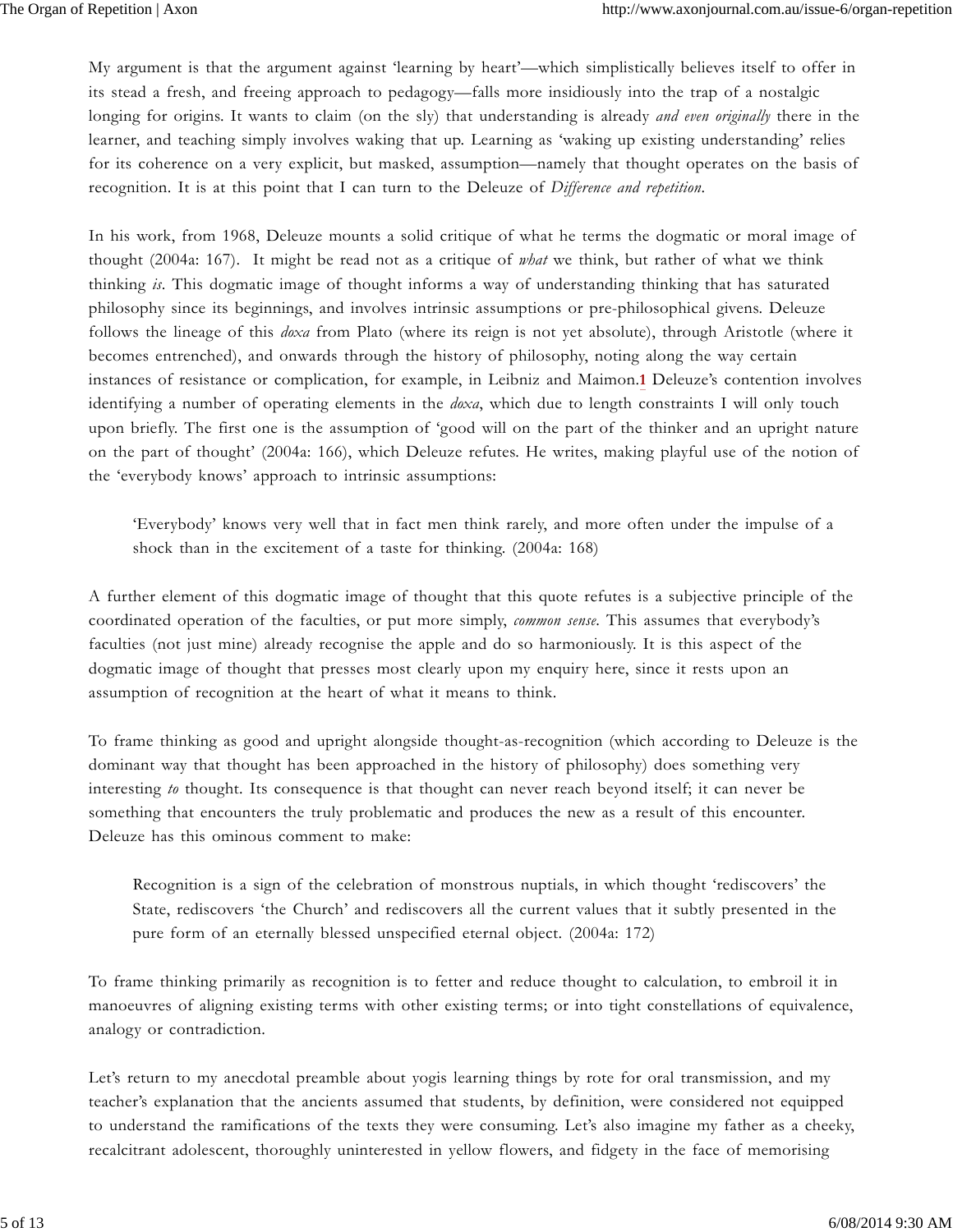My argument is that the argument against 'learning by heart'—which simplistically believes itself to offer in its stead a fresh, and freeing approach to pedagogy—falls more insidiously into the trap of a nostalgic longing for origins. It wants to claim (on the sly) that understanding is already *and even originally* there in the learner, and teaching simply involves waking that up. Learning as 'waking up existing understanding' relies for its coherence on a very explicit, but masked, assumption—namely that thought operates on the basis of recognition. It is at this point that I can turn to the Deleuze of *Difference and repetition*.

In his work, from 1968, Deleuze mounts a solid critique of what he terms the dogmatic or moral image of thought (2004a: 167). It might be read not as a critique of *what* we think, but rather of what we think thinking *is*. This dogmatic image of thought informs a way of understanding thinking that has saturated philosophy since its beginnings, and involves intrinsic assumptions or pre-philosophical givens. Deleuze follows the lineage of this *doxa* from Plato (where its reign is not yet absolute), through Aristotle (where it becomes entrenched), and onwards through the history of philosophy, noting along the way certain instances of resistance or complication, for example, in Leibniz and Maimon.[1] Deleuze's contention involves identifying a number of operating elements in the *doxa*, which due to length constraints I will only touch upon briefly. The first one is the assumption of 'good will on the part of the thinker and an upright nature on the part of thought' (2004a: 166), which Deleuze refutes. He writes, making playful use of the notion of the 'everybody knows' approach to intrinsic assumptions:

> 'Everybody' knows very well that in fact men think rarely, and more often under the impulse of a shock than in the excitement of a taste for thinking. (2004a: 168)

A further element of this dogmatic image of thought that this quote refutes is a subjective principle of the coordinated operation of the faculties, or put more simply, *common sense*. This assumes that everybody's faculties (not just mine) already recognise the apple and do so harmoniously. It is this aspect of the dogmatic image of thought that presses most clearly upon my enquiry here, since it rests upon an assumption of recognition at the heart of what it means to think.

To frame thinking as good and upright alongside thought-as-recognition (which according to Deleuze is the dominant way that thought has been approached in the history of philosophy) does something very interesting *to* thought. Its consequence is that thought can never reach beyond itself; it can never be something that encounters the truly problematic and produces the new as a result of this encounter. Deleuze has this ominous comment to make:

> Recognition is a sign of the celebration of monstrous nuptials, in which thought 'rediscovers' the State, rediscovers 'the Church' and rediscovers all the current values that it subtly presented in the pure form of an eternally blessed unspecified eternal object. (2004a: 172)

To frame thinking primarily as recognition is to fetter and reduce thought to calculation, to embroil it in manoeuvres of aligning existing terms with other existing terms; or into tight constellations of equivalence, analogy or contradiction.

Let's return to my anecdotal preamble about yogis learning things by rote for oral transmission, and my teacher's explanation that the ancients assumed that students, by definition, were considered not equipped to understand the ramifications of the texts they were consuming. Let's also imagine my father as a cheeky, recalcitrant adolescent, thoroughly uninterested in yellow flowers, and fidgety in the face of memorising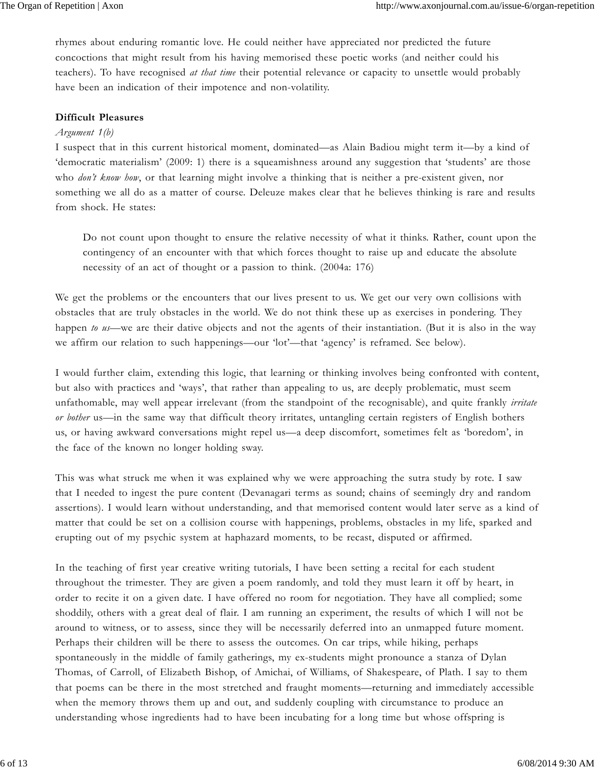rhymes about enduring romantic love. He could neither have appreciated nor predicted the future concoctions that might result from his having memorised these poetic works (and neither could his teachers). To have recognised *at that time* their potential relevance or capacity to unsettle would probably have been an indication of their impotence and non-volatility.

**Difficult Pleasures**

*Argument 1(b)*

I suspect that in this current historical moment, dominated—as Alain Badiou might term it—by a kind of 'democratic materialism' (2009: 1) there is a squeamishness around any suggestion that 'students' are those who *don't know how*, or that learning might involve a thinking that is neither a pre-existent given, nor something we all do as a matter of course. Deleuze makes clear that he believes thinking is rare and results from shock. He states:

> Do not count upon thought to ensure the relative necessity of what it thinks. Rather, count upon the contingency of an encounter with that which forces thought to raise up and educate the absolute necessity of an act of thought or a passion to think. (2004a: 176)

We get the problems or the encounters that our lives present to us. We get our very own collisions with obstacles that are truly obstacles in the world. We do not think these up as exercises in pondering. They happen *to us*—we are their dative objects and not the agents of their instantiation. (But it is also in the way we affirm our relation to such happenings—our 'lot'—that 'agency' is reframed. See below).

I would further claim, extending this logic, that learning or thinking involves being confronted with content, but also with practices and 'ways', that rather than appealing to us, are deeply problematic, must seem unfathomable, may well appear irrelevant (from the standpoint of the recognisable), and quite frankly *irritate or bother* us—in the same way that difficult theory irritates, untangling certain registers of English bothers us, or having awkward conversations might repel us—a deep discomfort, sometimes felt as 'boredom', in the face of the known no longer holding sway.

This was what struck me when it was explained why we were approaching the sutra study by rote. I saw that I needed to ingest the pure content (Devanagari terms as sound; chains of seemingly dry and random assertions). I would learn without understanding, and that memorised content would later serve as a kind of matter that could be set on a collision course with happenings, problems, obstacles in my life, sparked and erupting out of my psychic system at haphazard moments, to be recast, disputed or affirmed.

In the teaching of first year creative writing tutorials, I have been setting a recital for each student throughout the trimester. They are given a poem randomly, and told they must learn it off by heart, in order to recite it on a given date. I have offered no room for negotiation. They have all complied; some shoddily, others with a great deal of flair. I am running an experiment, the results of which I will not be around to witness, or to assess, since they will be necessarily deferred into an unmapped future moment. Perhaps their children will be there to assess the outcomes. On car trips, while hiking, perhaps spontaneously in the middle of family gatherings, my ex-students might pronounce a stanza of Dylan Thomas, of Carroll, of Elizabeth Bishop, of Amichai, of Williams, of Shakespeare, of Plath. I say to them that poems can be there in the most stretched and fraught moments—returning and immediately accessible when the memory throws them up and out, and suddenly coupling with circumstance to produce an understanding whose ingredients had to have been incubating for a long time but whose offspring is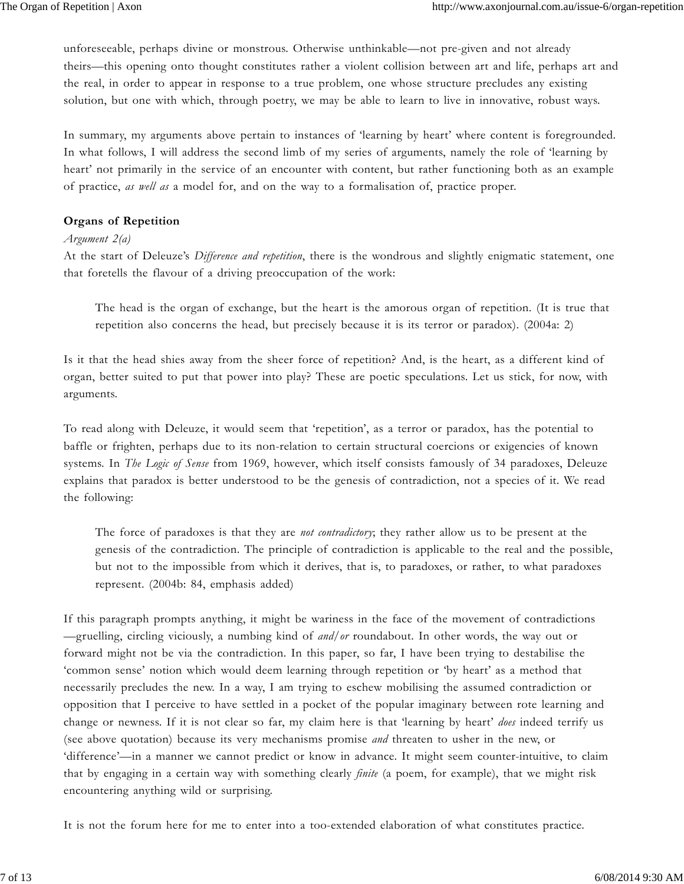unforeseeable, perhaps divine or monstrous. Otherwise unthinkable—not pre-given and not already theirs—this opening onto thought constitutes rather a violent collision between art and life, perhaps art and the real, in order to appear in response to a true problem, one whose structure precludes any existing solution, but one with which, through poetry, we may be able to learn to live in innovative, robust ways.

In summary, my arguments above pertain to instances of 'learning by heart' where content is foregrounded. In what follows, I will address the second limb of my series of arguments, namely the role of 'learning by heart' not primarily in the service of an encounter with content, but rather functioning both as an example of practice, *as well as* a model for, and on the way to a formalisation of, practice proper.

**Organs of Repetition**

*Argument 2(a)*

At the start of Deleuze's *Difference and repetition*, there is the wondrous and slightly enigmatic statement, one that foretells the flavour of a driving preoccupation of the work:

> The head is the organ of exchange, but the heart is the amorous organ of repetition. (It is true that repetition also concerns the head, but precisely because it is its terror or paradox). (2004a: 2)

Is it that the head shies away from the sheer force of repetition? And, is the heart, as a different kind of organ, better suited to put that power into play? These are poetic speculations. Let us stick, for now, with arguments.

To read along with Deleuze, it would seem that 'repetition', as a terror or paradox, has the potential to baffle or frighten, perhaps due to its non-relation to certain structural coercions or exigencies of known systems. In *The Logic of Sense* from 1969, however, which itself consists famously of 34 paradoxes, Deleuze explains that paradox is better understood to be the genesis of contradiction, not a species of it. We read the following:

> The force of paradoxes is that they are *not contradictory*; they rather allow us to be present at the genesis of the contradiction. The principle of contradiction is applicable to the real and the possible, but not to the impossible from which it derives, that is, to paradoxes, or rather, to what paradoxes represent. (2004b: 84, emphasis added)

If this paragraph prompts anything, it might be wariness in the face of the movement of contradictions —gruelling, circling viciously, a numbing kind of *and/or* roundabout. In other words, the way out or forward might not be via the contradiction. In this paper, so far, I have been trying to destabilise the 'common sense' notion which would deem learning through repetition or 'by heart' as a method that necessarily precludes the new. In a way, I am trying to eschew mobilising the assumed contradiction or opposition that I perceive to have settled in a pocket of the popular imaginary between rote learning and change or newness. If it is not clear so far, my claim here is that 'learning by heart' *does* indeed terrify us (see above quotation) because its very mechanisms promise *and* threaten to usher in the new, or 'difference'—in a manner we cannot predict or know in advance. It might seem counter-intuitive, to claim that by engaging in a certain way with something clearly *finite* (a poem, for example), that we might risk encountering anything wild or surprising.

It is not the forum here for me to enter into a too-extended elaboration of what constitutes practice.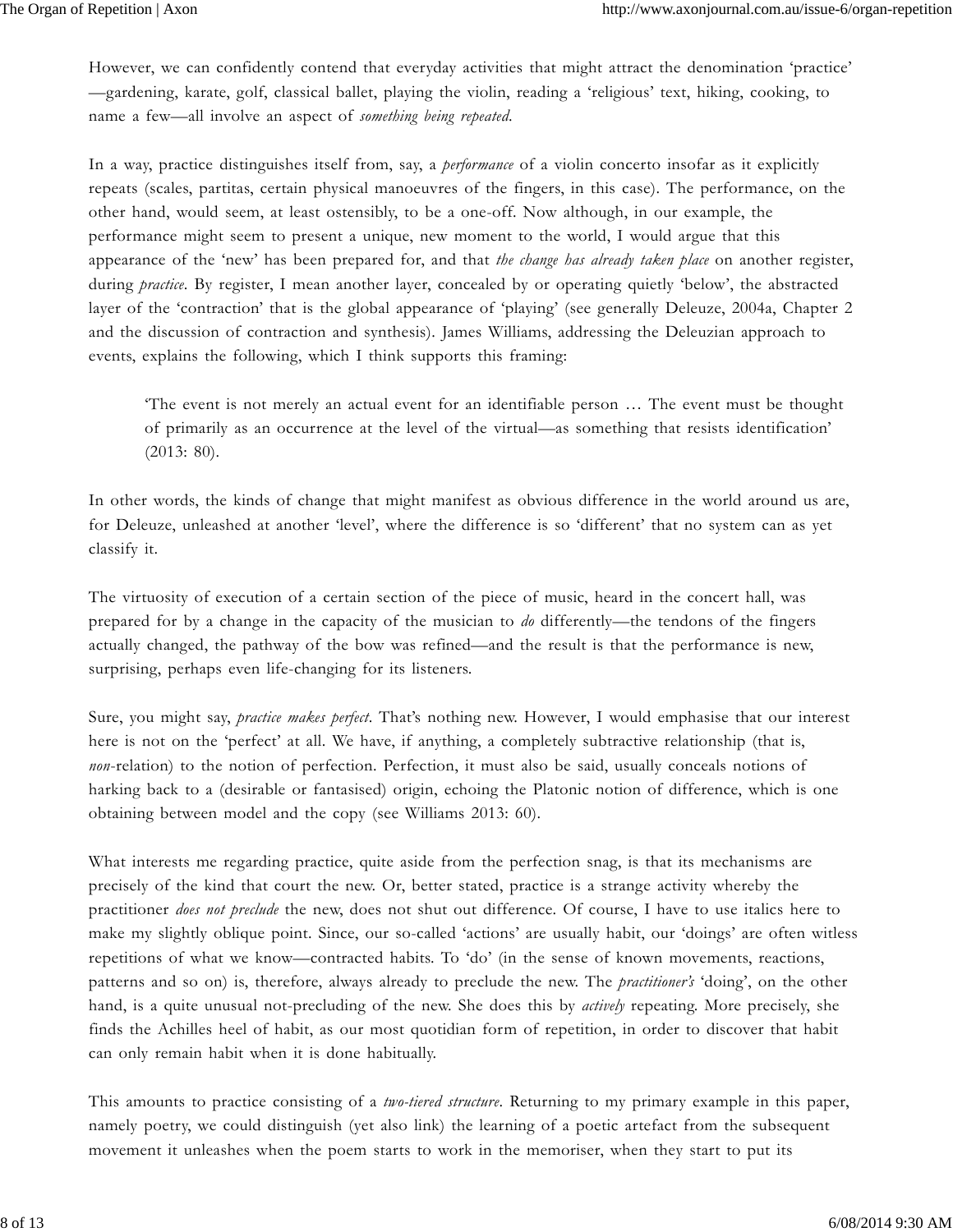However, we can confidently contend that everyday activities that might attract the denomination 'practice' —gardening, karate, golf, classical ballet, playing the violin, reading a 'religious' text, hiking, cooking, to name a few—all involve an aspect of *something being repeated*.

In a way, practice distinguishes itself from, say, a *performance* of a violin concerto insofar as it explicitly repeats (scales, partitas, certain physical manoeuvres of the fingers, in this case). The performance, on the other hand, would seem, at least ostensibly, to be a one-off. Now although, in our example, the performance might seem to present a unique, new moment to the world, I would argue that this appearance of the 'new' has been prepared for, and that *the change has already taken place* on another register, during *practice*. By register, I mean another layer, concealed by or operating quietly 'below', the abstracted layer of the 'contraction' that is the global appearance of 'playing' (see generally Deleuze, 2004a, Chapter 2 and the discussion of contraction and synthesis). James Williams, addressing the Deleuzian approach to events, explains the following, which I think supports this framing:

> 'The event is not merely an actual event for an identifiable person … The event must be thought of primarily as an occurrence at the level of the virtual—as something that resists identification' (2013: 80).

In other words, the kinds of change that might manifest as obvious difference in the world around us are, for Deleuze, unleashed at another 'level', where the difference is so 'different' that no system can as yet classify it.

The virtuosity of execution of a certain section of the piece of music, heard in the concert hall, was prepared for by a change in the capacity of the musician to *do* differently—the tendons of the fingers actually changed, the pathway of the bow was refined—and the result is that the performance is new, surprising, perhaps even life-changing for its listeners.

Sure, you might say, *practice makes perfect*. That's nothing new. However, I would emphasise that our interest here is not on the 'perfect' at all. We have, if anything, a completely subtractive relationship (that is, *non*-relation) to the notion of perfection. Perfection, it must also be said, usually conceals notions of harking back to a (desirable or fantasised) origin, echoing the Platonic notion of difference, which is one obtaining between model and the copy (see Williams 2013: 60).

What interests me regarding practice, quite aside from the perfection snag, is that its mechanisms are precisely of the kind that court the new. Or, better stated, practice is a strange activity whereby the practitioner *does not preclude* the new, does not shut out difference. Of course, I have to use italics here to make my slightly oblique point. Since, our so-called 'actions' are usually habit, our 'doings' are often witless repetitions of what we know—contracted habits. To 'do' (in the sense of known movements, reactions, patterns and so on) is, therefore, always already to preclude the new. The *practitioner's* 'doing', on the other hand, is a quite unusual not-precluding of the new. She does this by *actively* repeating. More precisely, she finds the Achilles heel of habit, as our most quotidian form of repetition, in order to discover that habit can only remain habit when it is done habitually.

This amounts to practice consisting of a *two-tiered structure*. Returning to my primary example in this paper, namely poetry, we could distinguish (yet also link) the learning of a poetic artefact from the subsequent movement it unleashes when the poem starts to work in the memoriser, when they start to put its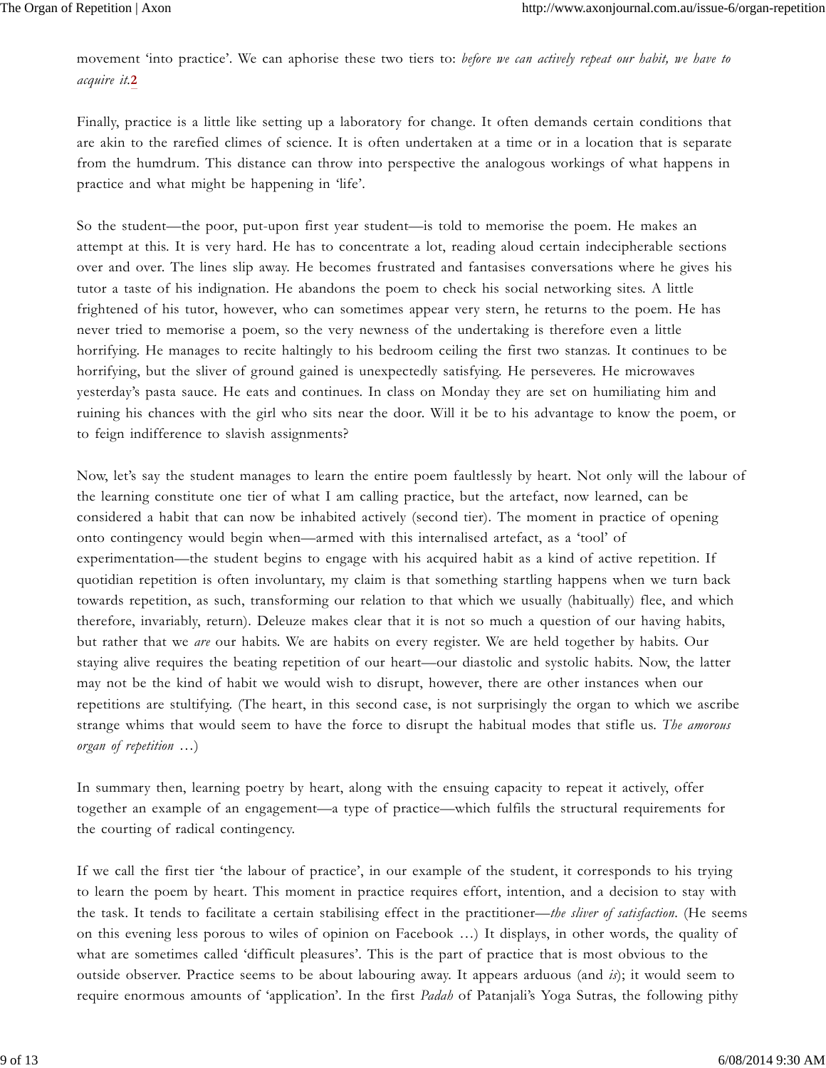movement 'into practice'. We can aphorise these two tiers to: *before we can actively repeat our habit, we have to acquire it.*[2]

Finally, practice is a little like setting up a laboratory for change. It often demands certain conditions that are akin to the rarefied climes of science. It is often undertaken at a time or in a location that is separate from the humdrum. This distance can throw into perspective the analogous workings of what happens in practice and what might be happening in 'life'.

So the student—the poor, put-upon first year student—is told to memorise the poem. He makes an attempt at this. It is very hard. He has to concentrate a lot, reading aloud certain indecipherable sections over and over. The lines slip away. He becomes frustrated and fantasises conversations where he gives his tutor a taste of his indignation. He abandons the poem to check his social networking sites. A little frightened of his tutor, however, who can sometimes appear very stern, he returns to the poem. He has never tried to memorise a poem, so the very newness of the undertaking is therefore even a little horrifying. He manages to recite haltingly to his bedroom ceiling the first two stanzas. It continues to be horrifying, but the sliver of ground gained is unexpectedly satisfying. He perseveres. He microwaves yesterday's pasta sauce. He eats and continues. In class on Monday they are set on humiliating him and ruining his chances with the girl who sits near the door. Will it be to his advantage to know the poem, or to feign indifference to slavish assignments?

Now, let's say the student manages to learn the entire poem faultlessly by heart. Not only will the labour of the learning constitute one tier of what I am calling practice, but the artefact, now learned, can be considered a habit that can now be inhabited actively (second tier). The moment in practice of opening onto contingency would begin when—armed with this internalised artefact, as a 'tool' of experimentation—the student begins to engage with his acquired habit as a kind of active repetition. If quotidian repetition is often involuntary, my claim is that something startling happens when we turn back towards repetition, as such, transforming our relation to that which we usually (habitually) flee, and which therefore, invariably, return). Deleuze makes clear that it is not so much a question of our having habits, but rather that we *are* our habits. We are habits on every register. We are held together by habits. Our staying alive requires the beating repetition of our heart—our diastolic and systolic habits. Now, the latter may not be the kind of habit we would wish to disrupt, however, there are other instances when our repetitions are stultifying. (The heart, in this second case, is not surprisingly the organ to which we ascribe strange whims that would seem to have the force to disrupt the habitual modes that stifle us. *The amorous organ of repetition* …)

In summary then, learning poetry by heart, along with the ensuing capacity to repeat it actively, offer together an example of an engagement—a type of practice—which fulfils the structural requirements for the courting of radical contingency.

If we call the first tier 'the labour of practice', in our example of the student, it corresponds to his trying to learn the poem by heart. This moment in practice requires effort, intention, and a decision to stay with the task. It tends to facilitate a certain stabilising effect in the practitioner—*the sliver of satisfaction*. (He seems on this evening less porous to wiles of opinion on Facebook …) It displays, in other words, the quality of what are sometimes called 'difficult pleasures'. This is the part of practice that is most obvious to the outside observer. Practice seems to be about labouring away. It appears arduous (and *is*); it would seem to require enormous amounts of 'application'. In the first *Padah* of Patanjali's Yoga Sutras, the following pithy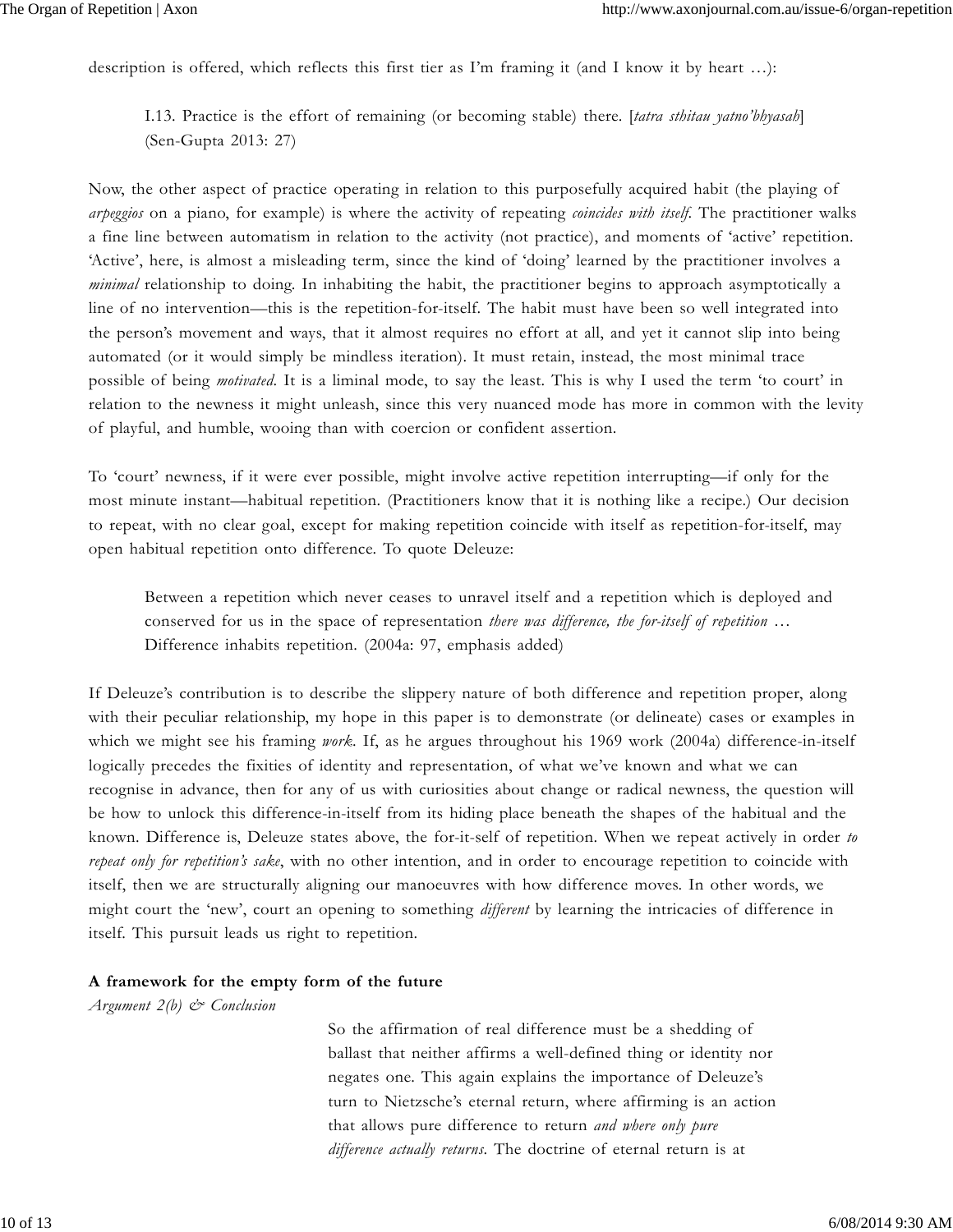description is offered, which reflects this first tier as I'm framing it (and I know it by heart …):

> I.13. Practice is the effort of remaining (or becoming stable) there. [*tatra sthitau yatno'bhyasah*] (Sen-Gupta 2013: 27)

Now, the other aspect of practice operating in relation to this purposefully acquired habit (the playing of *arpeggios* on a piano, for example) is where the activity of repeating *coincides with itself*. The practitioner walks a fine line between automatism in relation to the activity (not practice), and moments of 'active' repetition. 'Active', here, is almost a misleading term, since the kind of 'doing' learned by the practitioner involves a *minimal* relationship to doing. In inhabiting the habit, the practitioner begins to approach asymptotically a line of no intervention—this is the repetition-for-itself. The habit must have been so well integrated into the person's movement and ways, that it almost requires no effort at all, and yet it cannot slip into being automated (or it would simply be mindless iteration). It must retain, instead, the most minimal trace possible of being *motivated*. It is a liminal mode, to say the least. This is why I used the term 'to court' in relation to the newness it might unleash, since this very nuanced mode has more in common with the levity of playful, and humble, wooing than with coercion or confident assertion.

To 'court' newness, if it were ever possible, might involve active repetition interrupting—if only for the most minute instant—habitual repetition. (Practitioners know that it is nothing like a recipe.) Our decision to repeat, with no clear goal, except for making repetition coincide with itself as repetition-for-itself, may open habitual repetition onto difference. To quote Deleuze:

> Between a repetition which never ceases to unravel itself and a repetition which is deployed and conserved for us in the space of representation *there was difference, the for-itself of repetition* … Difference inhabits repetition. (2004a: 97, emphasis added)

If Deleuze's contribution is to describe the slippery nature of both difference and repetition proper, along with their peculiar relationship, my hope in this paper is to demonstrate (or delineate) cases or examples in which we might see his framing *work*. If, as he argues throughout his 1969 work (2004a) difference-in-itself logically precedes the fixities of identity and representation, of what we've known and what we can recognise in advance, then for any of us with curiosities about change or radical newness, the question will be how to unlock this difference-in-itself from its hiding place beneath the shapes of the habitual and the known. Difference is, Deleuze states above, the for-it-self of repetition. When we repeat actively in order *to repeat only for repetition's sake*, with no other intention, and in order to encourage repetition to coincide with itself, then we are structurally aligning our manoeuvres with how difference moves. In other words, we might court the 'new', court an opening to something *different* by learning the intricacies of difference in itself. This pursuit leads us right to repetition.

**A framework for the empty form of the future**

*Argument 2(b) & Conclusion*

> So the affirmation of real difference must be a shedding of ballast that neither affirms a well-defined thing or identity nor negates one. This again explains the importance of Deleuze's turn to Nietzsche's eternal return, where affirming is an action that allows pure difference to return *and where only pure difference actually returns*. The doctrine of eternal return is at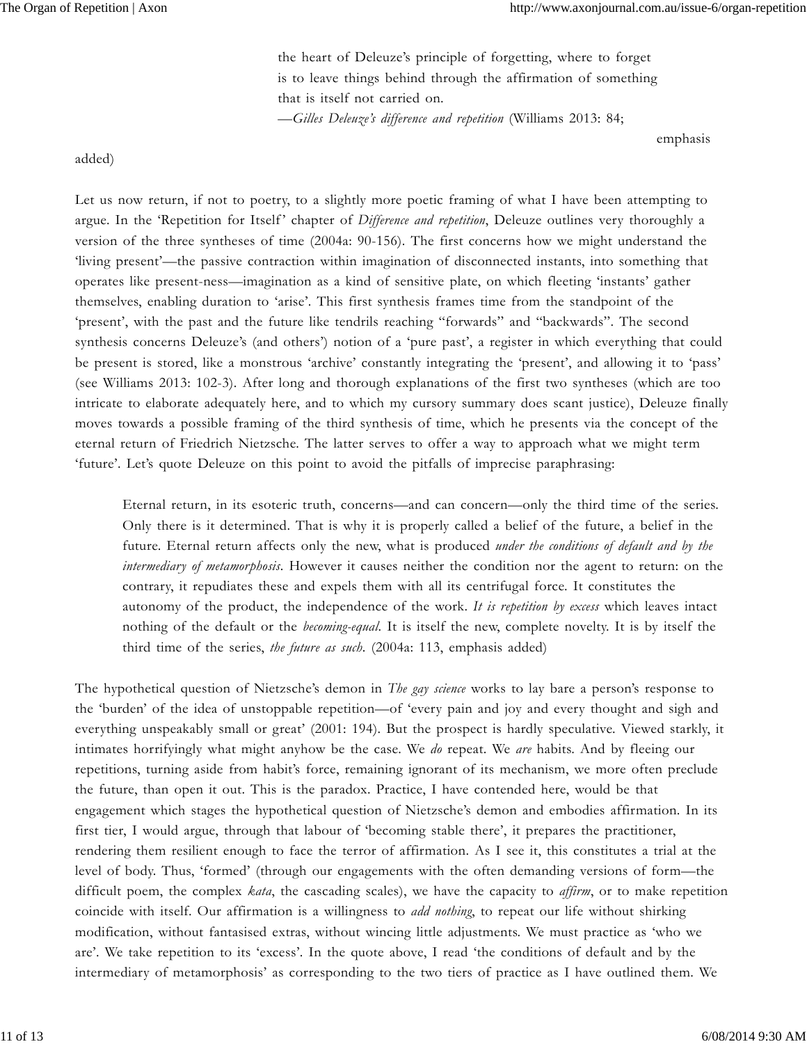> the heart of Deleuze's principle of forgetting, where to forget is to leave things behind through the affirmation of something that is itself not carried on.
>
> —*Gilles Deleuze's difference and repetition* (Williams 2013: 84; emphasis added)

Let us now return, if not to poetry, to a slightly more poetic framing of what I have been attempting to argue. In the 'Repetition for Itself' chapter of *Difference and repetition*, Deleuze outlines very thoroughly a version of the three syntheses of time (2004a: 90-156). The first concerns how we might understand the 'living present'—the passive contraction within imagination of disconnected instants, into something that operates like present-ness—imagination as a kind of sensitive plate, on which fleeting 'instants' gather themselves, enabling duration to 'arise'. This first synthesis frames time from the standpoint of the 'present', with the past and the future like tendrils reaching "forwards" and "backwards". The second synthesis concerns Deleuze's (and others') notion of a 'pure past', a register in which everything that could be present is stored, like a monstrous 'archive' constantly integrating the 'present', and allowing it to 'pass' (see Williams 2013: 102-3). After long and thorough explanations of the first two syntheses (which are too intricate to elaborate adequately here, and to which my cursory summary does scant justice), Deleuze finally moves towards a possible framing of the third synthesis of time, which he presents via the concept of the eternal return of Friedrich Nietzsche. The latter serves to offer a way to approach what we might term 'future'. Let's quote Deleuze on this point to avoid the pitfalls of imprecise paraphrasing:

> Eternal return, in its esoteric truth, concerns—and can concern—only the third time of the series. Only there is it determined. That is why it is properly called a belief of the future, a belief in the future. Eternal return affects only the new, what is produced *under the conditions of default and by the intermediary of metamorphosis*. However it causes neither the condition nor the agent to return: on the contrary, it repudiates these and expels them with all its centrifugal force. It constitutes the autonomy of the product, the independence of the work. *It is repetition by excess* which leaves intact nothing of the default or the *becoming-equal*. It is itself the new, complete novelty. It is by itself the third time of the series, *the future as such*. (2004a: 113, emphasis added)

The hypothetical question of Nietzsche's demon in *The gay science* works to lay bare a person's response to the 'burden' of the idea of unstoppable repetition—of 'every pain and joy and every thought and sigh and everything unspeakably small or great' (2001: 194). But the prospect is hardly speculative. Viewed starkly, it intimates horrifyingly what might anyhow be the case. We *do* repeat. We *are* habits. And by fleeing our repetitions, turning aside from habit's force, remaining ignorant of its mechanism, we more often preclude the future, than open it out. This is the paradox. Practice, I have contended here, would be that engagement which stages the hypothetical question of Nietzsche's demon and embodies affirmation. In its first tier, I would argue, through that labour of 'becoming stable there', it prepares the practitioner, rendering them resilient enough to face the terror of affirmation. As I see it, this constitutes a trial at the level of body. Thus, 'formed' (through our engagements with the often demanding versions of form—the difficult poem, the complex *kata*, the cascading scales), we have the capacity to *affirm*, or to make repetition coincide with itself. Our affirmation is a willingness to *add nothing*, to repeat our life without shirking modification, without fantasised extras, without wincing little adjustments. We must practice as 'who we are'. We take repetition to its 'excess'. In the quote above, I read 'the conditions of default and by the intermediary of metamorphosis' as corresponding to the two tiers of practice as I have outlined them. We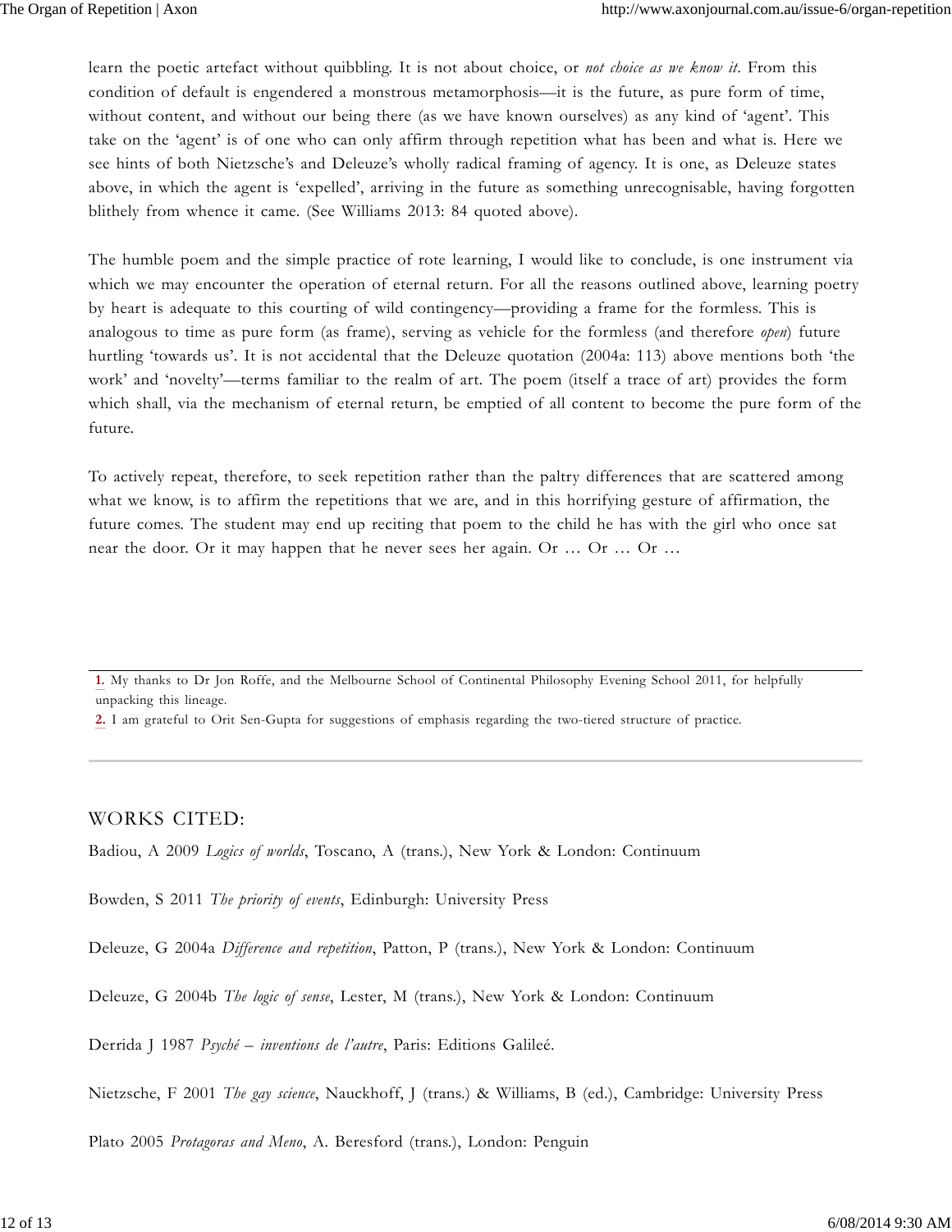learn the poetic artefact without quibbling. It is not about choice, or *not choice as we know it*. From this condition of default is engendered a monstrous metamorphosis—it is the future, as pure form of time, without content, and without our being there (as we have known ourselves) as any kind of 'agent'. This take on the 'agent' is of one who can only affirm through repetition what has been and what is. Here we see hints of both Nietzsche's and Deleuze's wholly radical framing of agency. It is one, as Deleuze states above, in which the agent is 'expelled', arriving in the future as something unrecognisable, having forgotten blithely from whence it came. (See Williams 2013: 84 quoted above).

The humble poem and the simple practice of rote learning, I would like to conclude, is one instrument via which we may encounter the operation of eternal return. For all the reasons outlined above, learning poetry by heart is adequate to this courting of wild contingency—providing a frame for the formless. This is analogous to time as pure form (as frame), serving as vehicle for the formless (and therefore *open*) future hurtling 'towards us'. It is not accidental that the Deleuze quotation (2004a: 113) above mentions both 'the work' and 'novelty'—terms familiar to the realm of art. The poem (itself a trace of art) provides the form which shall, via the mechanism of eternal return, be emptied of all content to become the pure form of the future.

To actively repeat, therefore, to seek repetition rather than the paltry differences that are scattered among what we know, is to affirm the repetitions that we are, and in this horrifying gesture of affirmation, the future comes. The student may end up reciting that poem to the child he has with the girl who once sat near the door. Or it may happen that he never sees her again. Or … Or … Or …

---

**1.** My thanks to Dr Jon Roffe, and the Melbourne School of Continental Philosophy Evening School 2011, for helpfully unpacking this lineage.

**2.** I am grateful to Orit Sen-Gupta for suggestions of emphasis regarding the two-tiered structure of practice.

---

## WORKS CITED:

Badiou, A 2009 *Logics of worlds*, Toscano, A (trans.), New York & London: Continuum

Bowden, S 2011 *The priority of events*, Edinburgh: University Press

Deleuze, G 2004a *Difference and repetition*, Patton, P (trans.), New York & London: Continuum

Deleuze, G 2004b *The logic of sense*, Lester, M (trans.), New York & London: Continuum

Derrida J 1987 *Psyché – inventions de l'autre*, Paris: Editions Galileé.

Nietzsche, F 2001 *The gay science*, Nauckhoff, J (trans.) & Williams, B (ed.), Cambridge: University Press

Plato 2005 *Protagoras and Meno*, A. Beresford (trans.), London: Penguin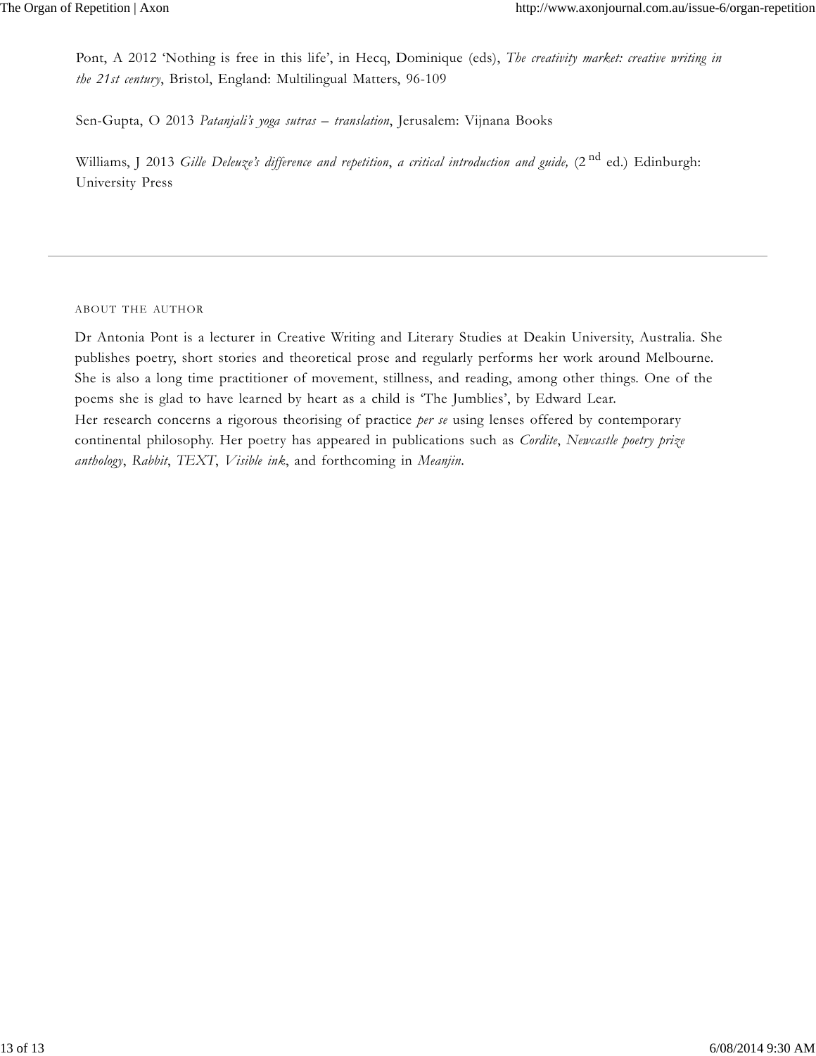Pont, A 2012 'Nothing is free in this life', in Hecq, Dominique (eds), *The creativity market: creative writing in the 21st century*, Bristol, England: Multilingual Matters, 96-109

Sen-Gupta, O 2013 *Patanjali's yoga sutras – translation*, Jerusalem: Vijnana Books

Williams, J 2013 *Gille Deleuze's difference and repetition, a critical introduction and guide,* (2[nd] ed.) Edinburgh: University Press

---

ABOUT THE AUTHOR

Dr Antonia Pont is a lecturer in Creative Writing and Literary Studies at Deakin University, Australia. She publishes poetry, short stories and theoretical prose and regularly performs her work around Melbourne. She is also a long time practitioner of movement, stillness, and reading, among other things. One of the poems she is glad to have learned by heart as a child is 'The Jumblies', by Edward Lear.
Her research concerns a rigorous theorising of practice *per se* using lenses offered by contemporary continental philosophy. Her poetry has appeared in publications such as *Cordite*, *Newcastle poetry prize anthology*, *Rabbit*, *TEXT*, *Visible ink*, and forthcoming in *Meanjin*.